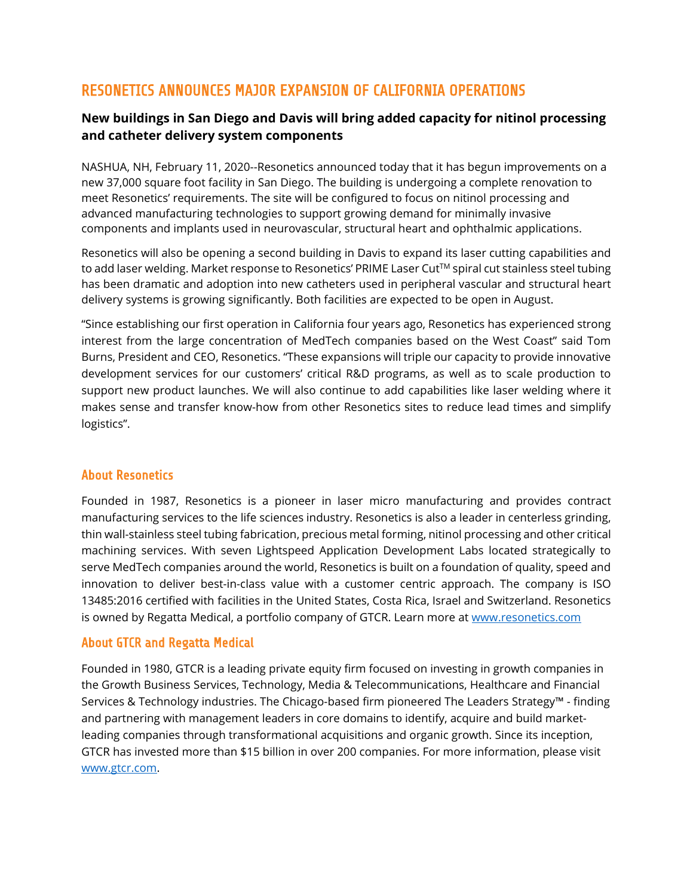# RESONETICS ANNOUNCES MAJOR EXPANSION OF CALIFORNIA OPERATIONS

### New buildings in San Diego and Davis will bring added capacity for nitinol processing and catheter delivery system components

NASHUA, NH, February 11, 2020--Resonetics announced today that it has begun improvements on a new 37,000 square foot facility in San Diego. The building is undergoing a complete renovation to meet Resonetics' requirements. The site will be configured to focus on nitinol processing and advanced manufacturing technologies to support growing demand for minimally invasive components and implants used in neurovascular, structural heart and ophthalmic applications.

Resonetics will also be opening a second building in Davis to expand its laser cutting capabilities and to add laser welding. Market response to Resonetics' PRIME Laser Cut™ spiral cut stainless steel tubing has been dramatic and adoption into new catheters used in peripheral vascular and structural heart delivery systems is growing significantly. Both facilities are expected to be open in August.

"Since establishing our first operation in California four years ago, Resonetics has experienced strong interest from the large concentration of MedTech companies based on the West Coast" said Tom Burns, President and CEO, Resonetics. "These expansions will triple our capacity to provide innovative development services for our customers' critical R&D programs, as well as to scale production to support new product launches. We will also continue to add capabilities like laser welding where it makes sense and transfer know-how from other Resonetics sites to reduce lead times and simplify logistics".

## About Resonetics

Founded in 1987, Resonetics is a pioneer in laser micro manufacturing and provides contract manufacturing services to the life sciences industry. Resonetics is also a leader in centerless grinding, thin wall-stainless steel tubing fabrication, precious metal forming, nitinol processing and other critical machining services. With seven Lightspeed Application Development Labs located strategically to serve MedTech companies around the world, Resonetics is built on a foundation of quality, speed and innovation to deliver best-in-class value with a customer centric approach. The company is ISO 13485:2016 certified with facilities in the United States, Costa Rica, Israel and Switzerland. Resonetics is owned by Regatta Medical, a portfolio company of GTCR. Learn more at www.resonetics.com

## About GTCR and Regatta Medical

Founded in 1980, GTCR is a leading private equity firm focused on investing in growth companies in the Growth Business Services, Technology, Media & Telecommunications, Healthcare and Financial Services & Technology industries. The Chicago-based firm pioneered The Leaders Strategy™ - finding and partnering with management leaders in core domains to identify, acquire and build market-leading companies through transformational acquisitions and organic growth. Since its inception, GTCR has invested more than $15 billion in over 200 companies. For more information, please visit www.gtcr.com.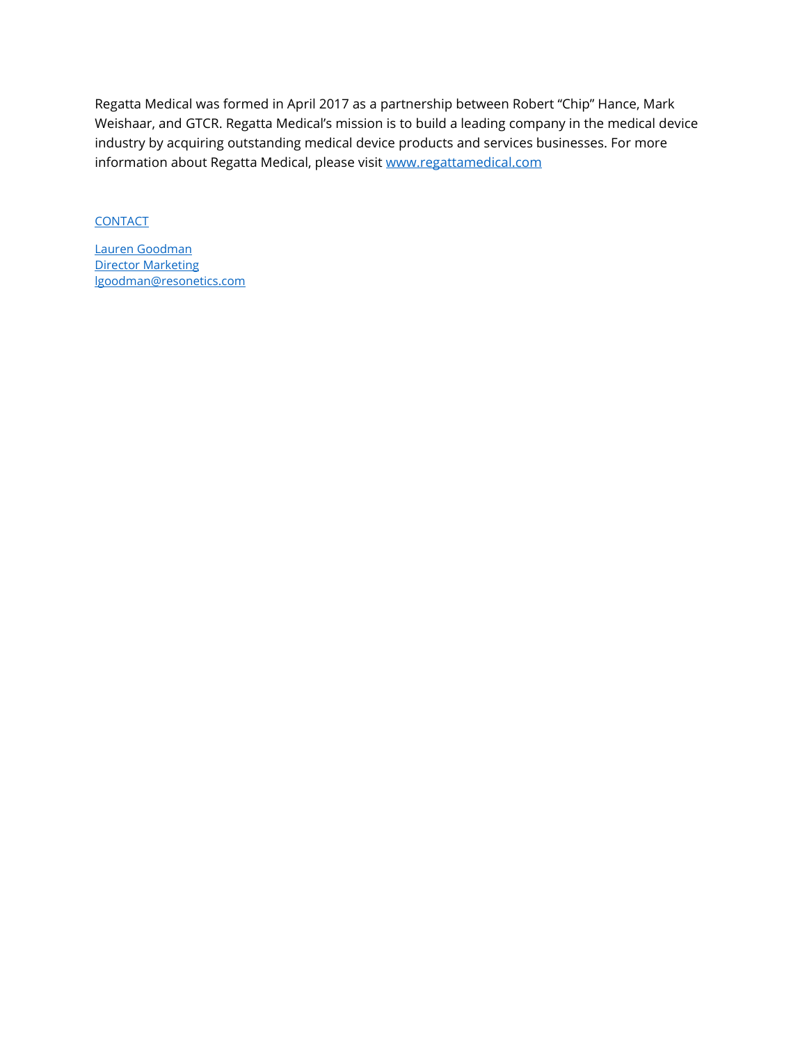Regatta Medical was formed in April 2017 as a partnership between Robert “Chip” Hance, Mark Weishaar, and GTCR. Regatta Medical’s mission is to build a leading company in the medical device industry by acquiring outstanding medical device products and services businesses. For more information about Regatta Medical, please visit www.regattamedical.com

CONTACT

Lauren Goodman
Director Marketing
lgoodman@resonetics.com